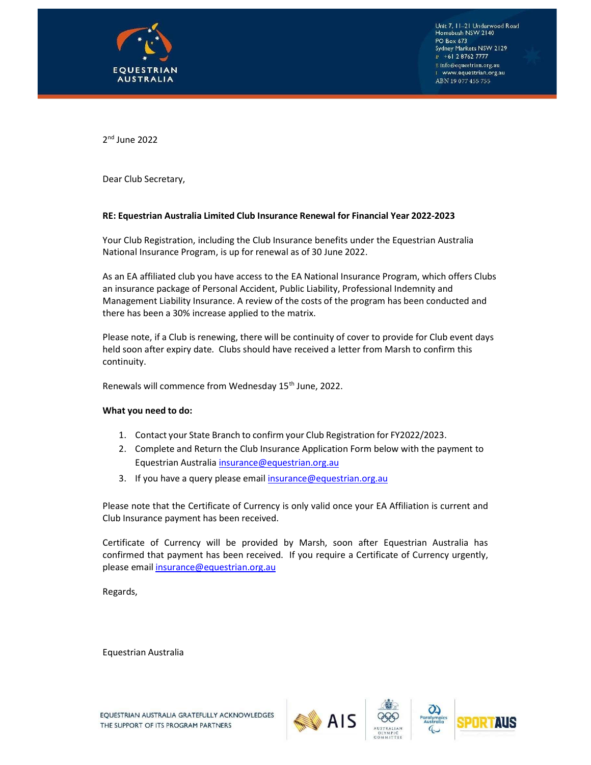EQUESTRIAN AUSTRALIA

Unit 7, 11-21 Underwood Road
Homebush NSW 2140
PO Box 673
Sydney Markets NSW 2129
P +61 2 8762 7777
E info@equestrian.org.au
I www.equestrian.org.au
ABN 19 077 455 755

2nd June 2022

Dear Club Secretary,

**RE: Equestrian Australia Limited Club Insurance Renewal for Financial Year 2022-2023**

Your Club Registration, including the Club Insurance benefits under the Equestrian Australia National Insurance Program, is up for renewal as of 30 June 2022.

As an EA affiliated club you have access to the EA National Insurance Program, which offers Clubs an insurance package of Personal Accident, Public Liability, Professional Indemnity and Management Liability Insurance. A review of the costs of the program has been conducted and there has been a 30% increase applied to the matrix.

Please note, if a Club is renewing, there will be continuity of cover to provide for Club event days held soon after expiry date. Clubs should have received a letter from Marsh to confirm this continuity.

Renewals will commence from Wednesday 15th June, 2022.

**What you need to do:**

1. Contact your State Branch to confirm your Club Registration for FY2022/2023.
2. Complete and Return the Club Insurance Application Form below with the payment to Equestrian Australia insurance@equestrian.org.au
3. If you have a query please email insurance@equestrian.org.au

Please note that the Certificate of Currency is only valid once your EA Affiliation is current and Club Insurance payment has been received.

Certificate of Currency will be provided by Marsh, soon after Equestrian Australia has confirmed that payment has been received. If you require a Certificate of Currency urgently, please email insurance@equestrian.org.au

Regards,

Equestrian Australia

EQUESTRIAN AUSTRALIA GRATEFULLY ACKNOWLEDGES THE SUPPORT OF ITS PROGRAM PARTNERS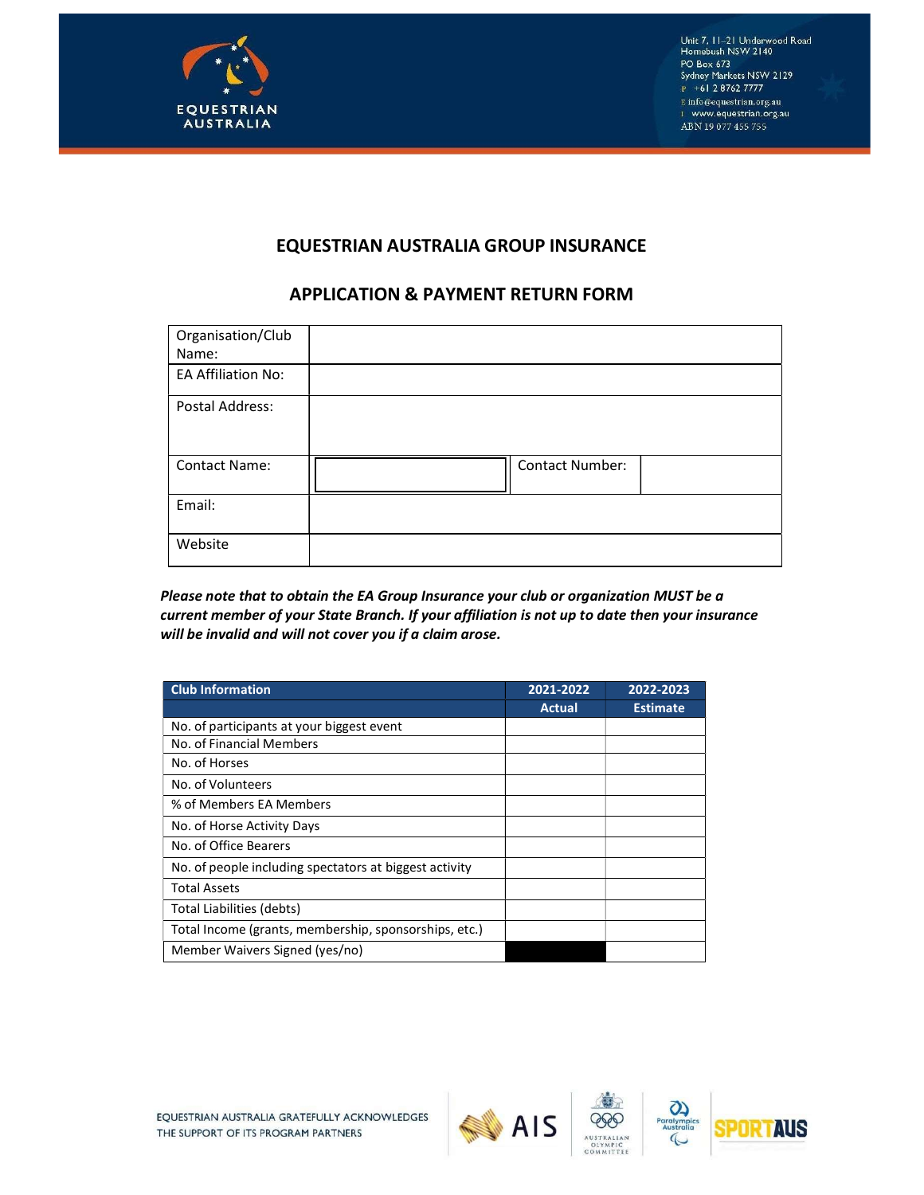# EQUESTRIAN AUSTRALIA GROUP INSURANCE

## APPLICATION & PAYMENT RETURN FORM

| Organisation/Club Name: | | | |
|---|---|---|---|
| EA Affiliation No: | | | |
| Postal Address: | | | |
| Contact Name: | | Contact Number: | |
| Email: | | | |
| Website | | | |

***Please note that to obtain the EA Group Insurance your club or organization MUST be a current member of your State Branch. If your affiliation is not up to date then your insurance will be invalid and will not cover you if a claim arose.***

| Club Information | 2021-2022 | 2022-2023 |
|---|---|---|
| | Actual | Estimate |
| No. of participants at your biggest event | | |
| No. of Financial Members | | |
| No. of Horses | | |
| No. of Volunteers | | |
| % of Members EA Members | | |
| No. of Horse Activity Days | | |
| No. of Office Bearers | | |
| No. of people including spectators at biggest activity | | |
| Total Assets | | |
| Total Liabilities (debts) | | |
| Total Income (grants, membership, sponsorships, etc.) | | |
| Member Waivers Signed (yes/no) | | |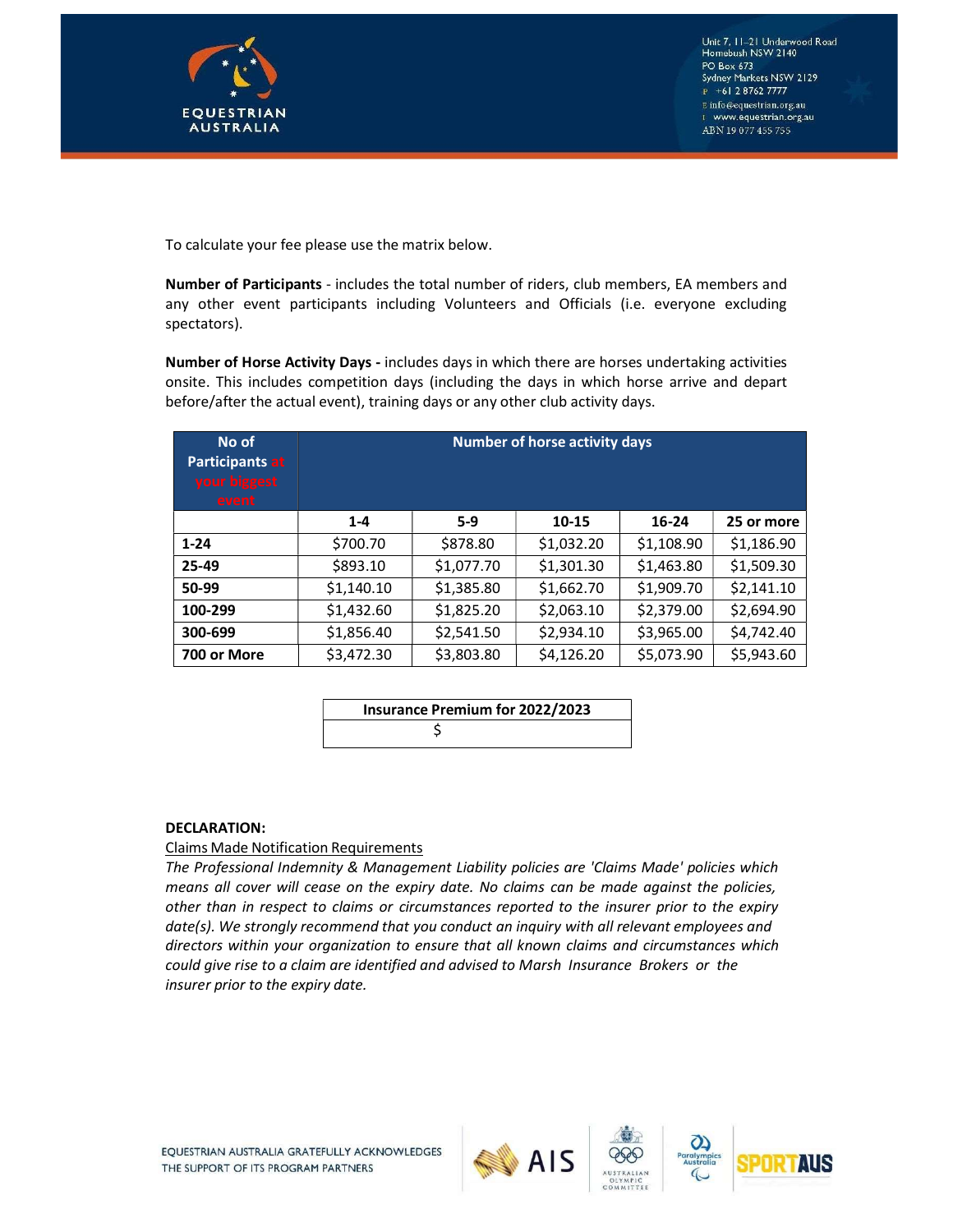To calculate your fee please use the matrix below.

**Number of Participants** - includes the total number of riders, club members, EA members and any other event participants including Volunteers and Officials (i.e. everyone excluding spectators).

**Number of Horse Activity Days -** includes days in which there are horses undertaking activities onsite. This includes competition days (including the days in which horse arrive and depart before/after the actual event), training days or any other club activity days.

| **No of Participants at your biggest event** | **Number of horse activity days** | | | | |
|---|---|---|---|---|---|
| | **1-4** | **5-9** | **10-15** | **16-24** | **25 or more** |
| **1-24** | $700.70 | $878.80 | $1,032.20 | $1,108.90 | $1,186.90 |
| **25-49** | $893.10 | $1,077.70 | $1,301.30 | $1,463.80 | $1,509.30 |
| **50-99** | $1,140.10 | $1,385.80 | $1,662.70 | $1,909.70 | $2,141.10 |
| **100-299** | $1,432.60 | $1,825.20 | $2,063.10 | $2,379.00 | $2,694.90 |
| **300-699** | $1,856.40 | $2,541.50 | $2,934.10 | $3,965.00 | $4,742.40 |
| **700 or More** | $3,472.30 | $3,803.80 | $4,126.20 | $5,073.90 | $5,943.60 |

| **Insurance Premium for 2022/2023** |
|---|
| $ |

**DECLARATION:**

Claims Made Notification Requirements

*The Professional Indemnity & Management Liability policies are 'Claims Made' policies which means all cover will cease on the expiry date. No claims can be made against the policies, other than in respect to claims or circumstances reported to the insurer prior to the expiry date(s). We strongly recommend that you conduct an inquiry with all relevant employees and directors within your organization to ensure that all known claims and circumstances which could give rise to a claim are identified and advised to Marsh Insurance Brokers or the insurer prior to the expiry date.*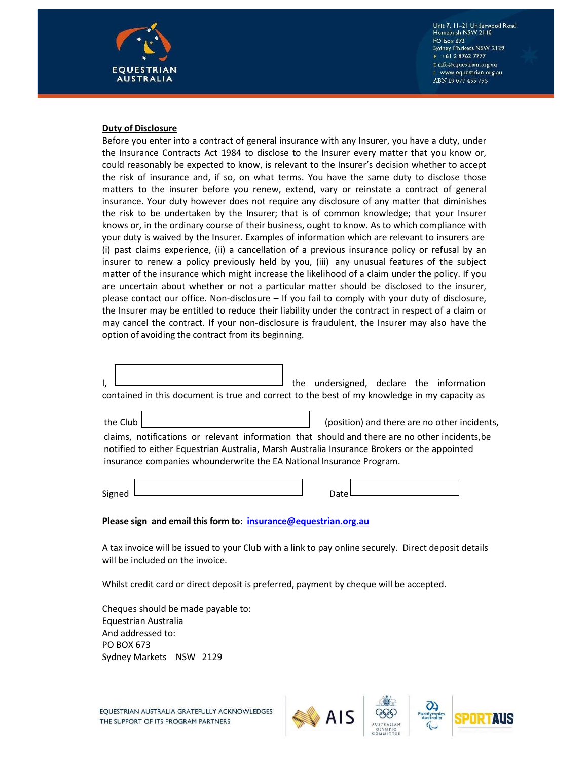**Duty of Disclosure**

Before you enter into a contract of general insurance with any Insurer, you have a duty, under the Insurance Contracts Act 1984 to disclose to the Insurer every matter that you know or, could reasonably be expected to know, is relevant to the Insurer's decision whether to accept the risk of insurance and, if so, on what terms. You have the same duty to disclose those matters to the insurer before you renew, extend, vary or reinstate a contract of general insurance. Your duty however does not require any disclosure of any matter that diminishes the risk to be undertaken by the Insurer; that is of common knowledge; that your Insurer knows or, in the ordinary course of their business, ought to know. As to which compliance with your duty is waived by the Insurer. Examples of information which are relevant to insurers are (i) past claims experience, (ii) a cancellation of a previous insurance policy or refusal by an insurer to renew a policy previously held by you, (iii) any unusual features of the subject matter of the insurance which might increase the likelihood of a claim under the policy. If you are uncertain about whether or not a particular matter should be disclosed to the insurer, please contact our office. Non-disclosure – If you fail to comply with your duty of disclosure, the Insurer may be entitled to reduce their liability under the contract in respect of a claim or may cancel the contract. If your non-disclosure is fraudulent, the Insurer may also have the option of avoiding the contract from its beginning.

I, \_\_\_\_\_\_\_\_\_\_\_\_\_\_\_\_\_\_\_\_ the undersigned, declare the information contained in this document is true and correct to the best of my knowledge in my capacity as

the Club \_\_\_\_\_\_\_\_\_\_\_\_\_\_\_\_\_\_\_\_ (position) and there are no other incidents, claims, notifications or relevant information that should and there are no other incidents,be notified to either Equestrian Australia, Marsh Australia Insurance Brokers or the appointed insurance companies whounderwrite the EA National Insurance Program.

Signed \_\_\_\_\_\_\_\_\_\_\_\_\_\_\_\_\_\_\_\_ Date \_\_\_\_\_\_\_\_\_\_\_\_\_\_\_\_\_\_\_\_

**Please sign and email this form to: insurance@equestrian.org.au**

A tax invoice will be issued to your Club with a link to pay online securely. Direct deposit details will be included on the invoice.

Whilst credit card or direct deposit is preferred, payment by cheque will be accepted.

Cheques should be made payable to:
Equestrian Australia
And addressed to:
PO BOX 673
Sydney Markets NSW 2129